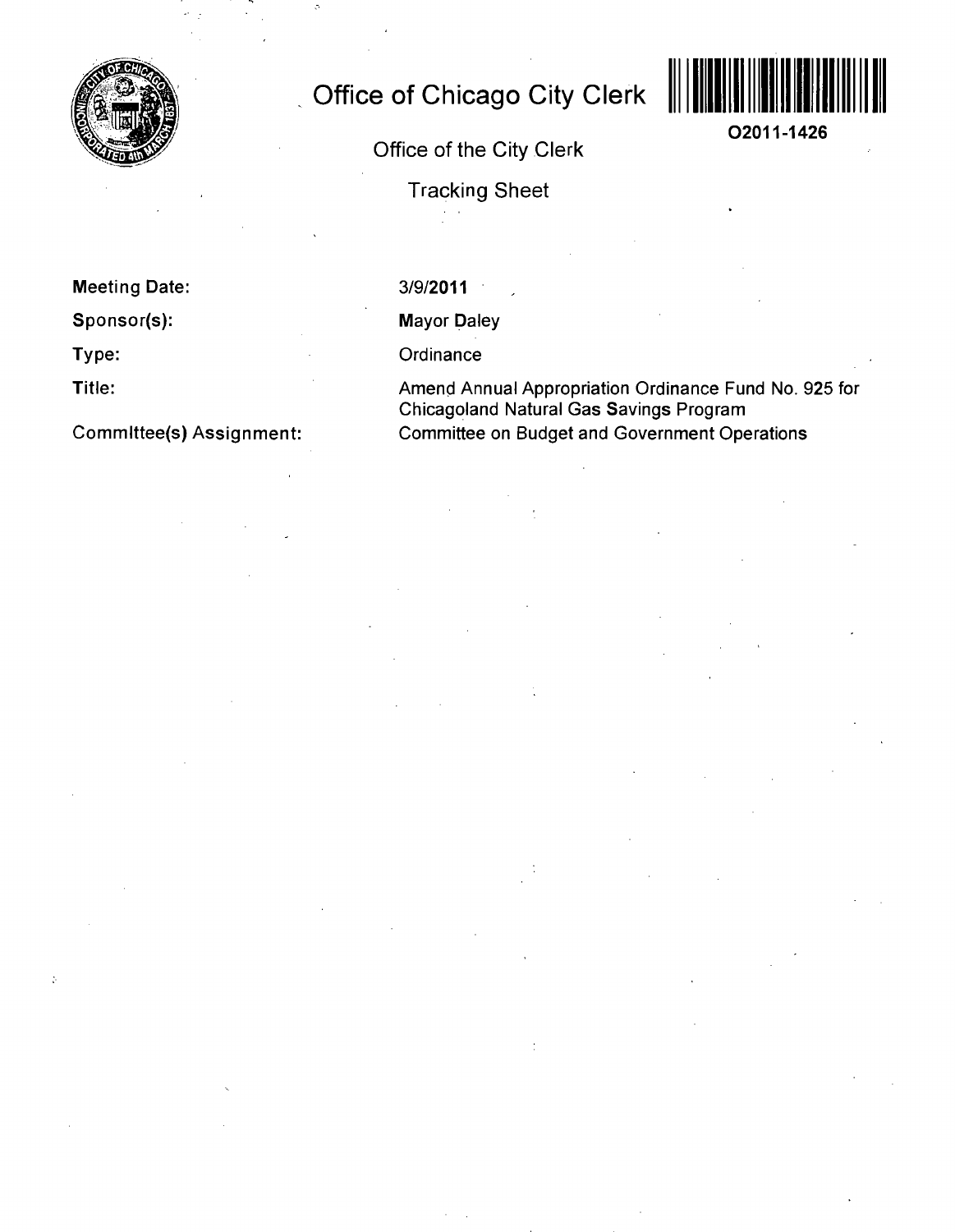# Office of Chicago City Clerk

O2011-1426

Office of the City Clerk

Tracking Sheet

**Meeting Date:** 3/9/2011

**Sponsor(s):** Mayor Daley

**Type:** Ordinance

**Title:** Amend Annual Appropriation Ordinance Fund No. 925 for Chicagoland Natural Gas Savings Program

**Committee(s) Assignment:** Committee on Budget and Government Operations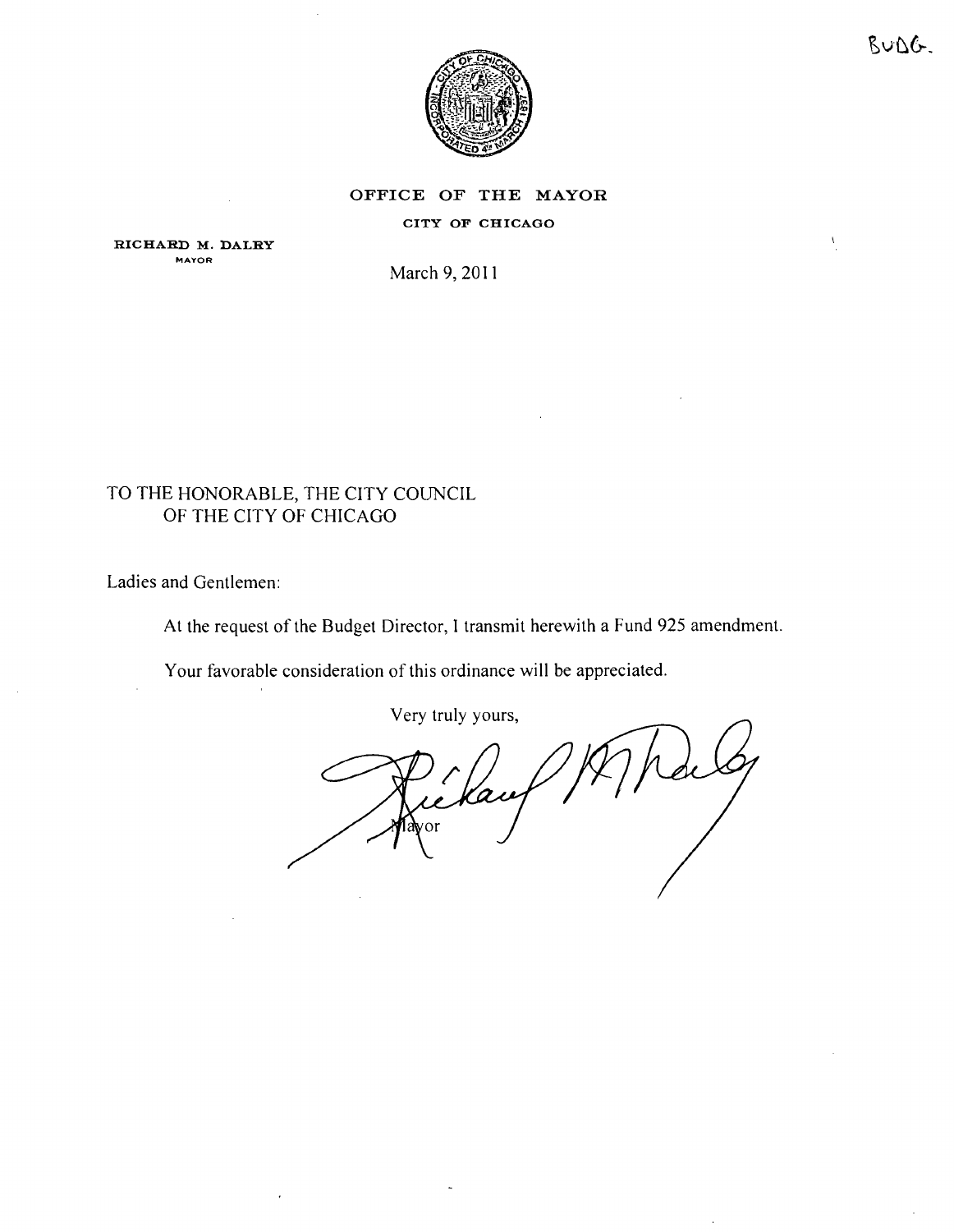BUDG.

OFFICE OF THE MAYOR

CITY OF CHICAGO

RICHARD M. DALEY
MAYOR

March 9, 2011

TO THE HONORABLE, THE CITY COUNCIL
OF THE CITY OF CHICAGO

Ladies and Gentlemen:

At the request of the Budget Director, I transmit herewith a Fund 925 amendment.

Your favorable consideration of this ordinance will be appreciated.

Very truly yours,

Mayor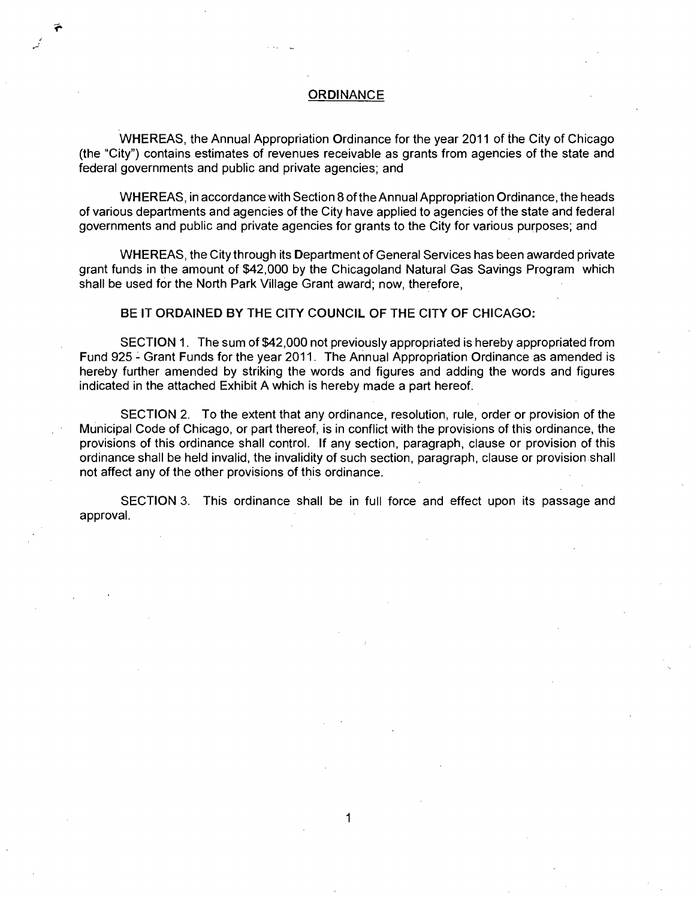# ORDINANCE

WHEREAS, the Annual Appropriation Ordinance for the year 2011 of the City of Chicago (the "City") contains estimates of revenues receivable as grants from agencies of the state and federal governments and public and private agencies; and

WHEREAS, in accordance with Section 8 of the Annual Appropriation Ordinance, the heads of various departments and agencies of the City have applied to agencies of the state and federal governments and public and private agencies for grants to the City for various purposes; and

WHEREAS, the City through its Department of General Services has been awarded private grant funds in the amount of $42,000 by the Chicagoland Natural Gas Savings Program which shall be used for the North Park Village Grant award; now, therefore,

BE IT ORDAINED BY THE CITY COUNCIL OF THE CITY OF CHICAGO:

SECTION 1. The sum of $42,000 not previously appropriated is hereby appropriated from Fund 925 - Grant Funds for the year 2011. The Annual Appropriation Ordinance as amended is hereby further amended by striking the words and figures and adding the words and figures indicated in the attached Exhibit A which is hereby made a part hereof.

SECTION 2. To the extent that any ordinance, resolution, rule, order or provision of the Municipal Code of Chicago, or part thereof, is in conflict with the provisions of this ordinance, the provisions of this ordinance shall control. If any section, paragraph, clause or provision of this ordinance shall be held invalid, the invalidity of such section, paragraph, clause or provision shall not affect any of the other provisions of this ordinance.

SECTION 3. This ordinance shall be in full force and effect upon its passage and approval.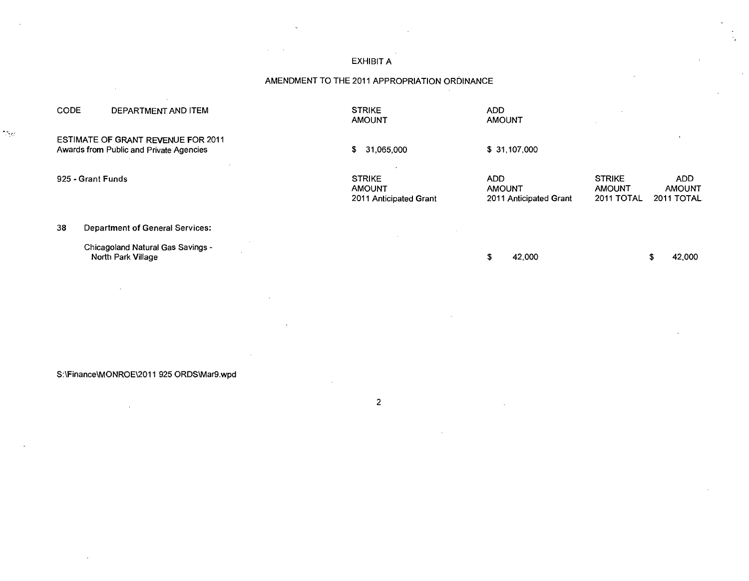EXHIBIT A

AMENDMENT TO THE 2011 APPROPRIATION ORDINANCE

| CODE | DEPARTMENT AND ITEM | STRIKE AMOUNT | ADD AMOUNT | | |
|---|---|---|---|---|---|
| | ESTIMATE OF GRANT REVENUE FOR 2011<br>Awards from Public and Private Agencies | $ 31,065,000 | $ 31,107,000 | | |
| | 925 - Grant Funds | STRIKE AMOUNT 2011 Anticipated Grant | ADD AMOUNT 2011 Anticipated Grant | STRIKE AMOUNT 2011 TOTAL | ADD AMOUNT 2011 TOTAL |
| 38 | **Department of General Services:** | | | | |
| | Chicagoland Natural Gas Savings - North Park Village | | $ 42,000 | | $ 42,000 |

S:\Finance\MONROE\2011 925 ORDS\Mar9.wpd